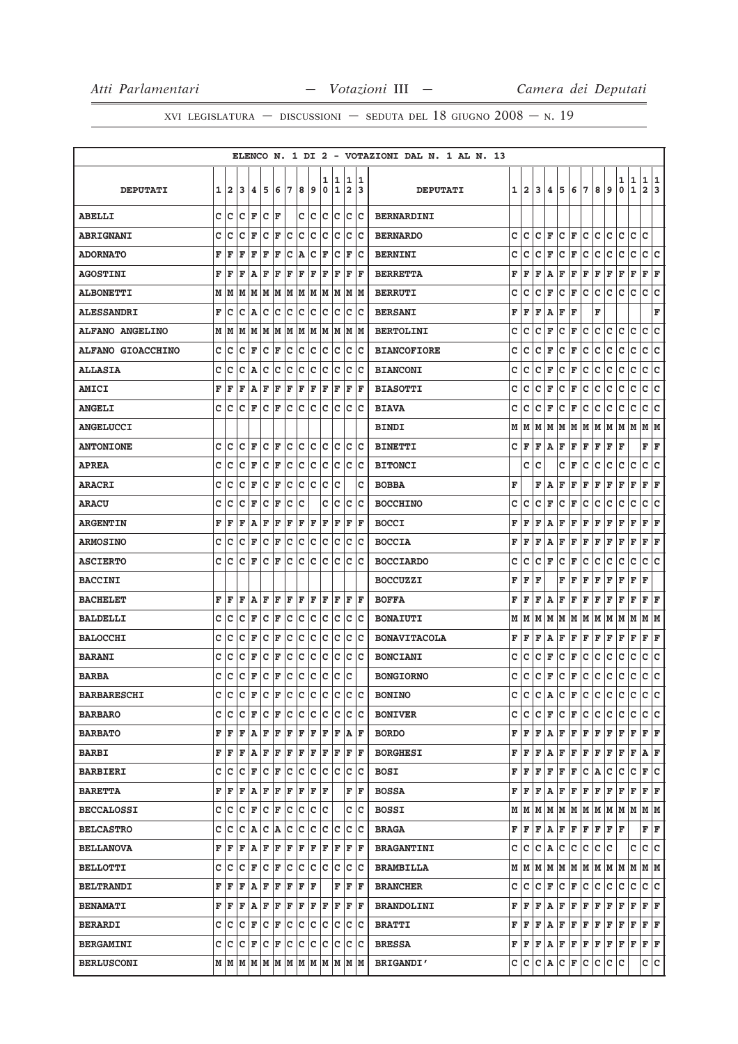XVI LEGISLATURA — DISCUSSIONI — SEDUTA DEL 18 GIUGNO 2008 — N. 19

ELENCO N. 1 DI 2 - VOTAZIONI DAL N. 1 AL N. 13

| DEPUTATI | 1 | 2 | 3 | 4 | 5 | 6 | 7 | 8 | 9 | 10 | 11 | 12 | 13 | DEPUTATI | 1 | 2 | 3 | 4 | 5 | 6 | 7 | 8 | 9 | 10 | 11 | 12 | 13 |
|---|---|---|---|---|---|---|---|---|---|---|---|---|---|---|---|---|---|---|---|---|---|---|---|---|---|---|---|
| ABELLI | C | C | C | F | C | F | | C | C | C | C | C | C | BERNARDINI | | | | | | | | | | | | | |
| ABRIGNANI | C | C | C | F | C | F | C | C | C | C | C | C | C | BERNARDO | C | C | C | F | C | F | C | C | C | C | C | C | |
| ADORNATO | F | F | F | F | F | F | C | A | C | F | C | F | C | BERNINI | C | C | C | F | C | F | C | C | C | C | C | C | C |
| AGOSTINI | F | F | F | A | F | F | F | F | F | F | F | F | F | BERRETTA | F | F | F | A | F | F | F | F | F | F | F | F | F |
| ALBONETTI | M | M | M | M | M | M | M | M | M | M | M | M | M | BERRUTI | C | C | C | F | C | F | C | C | C | C | C | C | C |
| ALESSANDRI | F | C | C | A | C | C | C | C | C | C | C | C | C | BERSANI | F | F | F | A | F | F | | | F | | | | F |
| ALFANO ANGELINO | M | M | M | M | M | M | M | M | M | M | M | M | M | BERTOLINI | C | C | C | F | C | F | C | C | C | C | C | C | C |
| ALFANO GIOACCHINO | C | C | C | F | C | F | C | C | C | C | C | C | C | BIANCOFIORE | C | C | C | F | C | F | C | C | C | C | C | C | C |
| ALLASIA | C | C | C | A | C | C | C | C | C | C | C | C | C | BIANCONI | C | C | C | F | C | F | C | C | C | C | C | C | C |
| AMICI | F | F | F | A | F | F | F | F | F | F | F | F | F | BIASOTTI | C | C | C | F | C | F | C | C | C | C | C | C | C |
| ANGELI | C | C | C | F | C | F | C | C | C | C | C | C | C | BIAVA | C | C | C | F | C | F | C | C | C | C | C | C | C |
| ANGELUCCI | | | | | | | | | | | | | | BINDI | M | M | M | M | M | M | M | M | M | M | M | M | M |
| ANTONIONE | C | C | C | F | C | F | C | C | C | C | C | C | C | BINETTI | C | F | F | A | F | F | F | F | F | F | | F | F |
| APREA | C | C | C | F | C | F | C | C | C | C | C | C | C | BITONCI | | C | C | | C | F | C | C | C | C | C | C | C |
| ARACRI | C | C | C | F | C | F | C | C | C | C | C | | C | BOBBA | F | | F | A | F | F | F | F | F | F | F | F | F |
| ARACU | C | C | C | F | C | F | C | C | | C | C | C | C | BOCCHINO | C | C | C | F | C | F | C | C | C | C | C | C | C |
| ARGENTIN | F | F | F | A | F | F | F | F | F | F | F | F | F | BOCCI | F | F | F | A | F | F | F | F | F | F | F | F | F |
| ARMOSINO | C | C | C | F | C | F | C | C | C | C | C | C | C | BOCCIA | F | F | F | A | F | F | F | F | F | F | F | F | F |
| ASCIERTO | C | C | C | F | C | F | C | C | C | C | C | C | C | BOCCIARDO | C | C | C | F | C | F | C | C | C | C | C | C | C |
| BACCINI | | | | | | | | | | | | | | BOCCUZZI | F | F | F | | F | F | F | F | F | F | F | F | |
| BACHELET | F | F | F | A | F | F | F | F | F | F | F | F | F | BOFFA | F | F | F | A | F | F | F | F | F | F | F | F | F |
| BALDELLI | C | C | C | F | C | F | C | C | C | C | C | C | C | BONAIUTI | M | M | M | M | M | M | M | M | M | M | M | M | M |
| BALOCCHI | C | C | C | F | C | F | C | C | C | C | C | C | C | BONAVITACOLA | F | F | F | A | F | F | F | F | F | F | F | F | F |
| BARANI | C | C | C | F | C | F | C | C | C | C | C | C | C | BONCIANI | C | C | C | F | C | F | C | C | C | C | C | C | C |
| BARBA | C | C | C | F | C | F | C | C | C | C | C | C | | BONGIORNO | C | C | C | F | C | F | C | C | C | C | C | C | C |
| BARBARESCHI | C | C | C | F | C | F | C | C | C | C | C | C | C | BONINO | C | C | C | A | C | F | C | C | C | C | C | C | C |
| BARBARO | C | C | C | F | C | F | C | C | C | C | C | C | C | BONIVER | C | C | C | F | C | F | C | C | C | C | C | C | C |
| BARBATO | F | F | F | A | F | F | F | F | F | F | F | A | F | BORDO | F | F | F | A | F | F | F | F | F | F | F | F | F |
| BARBI | F | F | F | A | F | F | F | F | F | F | F | F | F | BORGHESI | F | F | F | A | F | F | F | F | F | F | F | A | F |
| BARBIERI | C | C | C | F | C | F | C | C | C | C | C | C | C | BOSI | F | F | F | F | F | F | C | A | C | C | C | F | C |
| BARETTA | F | F | F | A | F | F | F | F | F | F | | F | F | BOSSA | F | F | F | A | F | F | F | F | F | F | F | F | F |
| BECCALOSSI | C | C | C | F | C | F | C | C | C | C | | C | C | BOSSI | M | M | M | M | M | M | M | M | M | M | M | M | M |
| BELCASTRO | C | C | C | A | C | A | C | C | C | C | C | C | C | BRAGA | F | F | F | A | F | F | F | F | F | F | | F | F |
| BELLANOVA | F | F | F | A | F | F | F | F | F | F | F | F | F | BRAGANTINI | C | C | C | A | C | C | C | C | C | | C | C | C |
| BELLOTTI | C | C | C | F | C | F | C | C | C | C | C | C | C | BRAMBILLA | M | M | M | M | M | M | M | M | M | M | M | M | M |
| BELTRANDI | F | F | F | A | F | F | F | F | F | | F | F | F | BRANCHER | C | C | C | F | C | F | C | C | C | C | C | C | C |
| BENAMATI | F | F | F | A | F | F | F | F | F | F | F | F | F | BRANDOLINI | F | F | F | A | F | F | F | F | F | F | F | F | F |
| BERARDI | C | C | C | F | C | F | C | C | C | C | C | C | C | BRATTI | F | F | F | A | F | F | F | F | F | F | F | F | F |
| BERGAMINI | C | C | C | F | C | F | C | C | C | C | C | C | C | BRESSA | F | F | F | A | F | F | F | F | F | F | F | F | F |
| BERLUSCONI | M | M | M | M | M | M | M | M | M | M | M | M | M | BRIGANDI' | C | C | C | A | C | F | C | C | C | C | | C | C |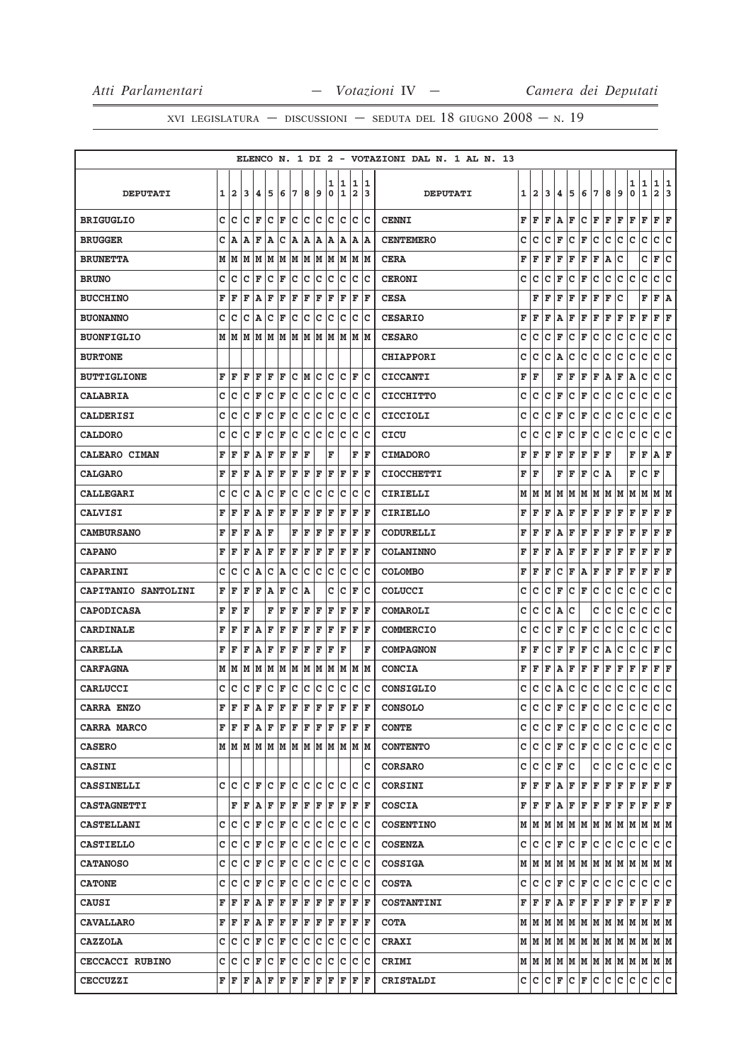ELENCO N. 1 DI 2 - VOTAZIONI DAL N. 1 AL N. 13

| DEPUTATI | 1 | 2 | 3 | 4 | 5 | 6 | 7 | 8 | 9 | 10 | 11 | 12 | 13 | DEPUTATI | 1 | 2 | 3 | 4 | 5 | 6 | 7 | 8 | 9 | 10 | 11 | 12 | 13 |
|---|---|---|---|---|---|---|---|---|---|---|---|---|---|---|---|---|---|---|---|---|---|---|---|---|---|---|---|
| BRIGUGLIO | C | C | C | F | C | F | C | C | C | C | C | C | C | CENNI | F | F | F | A | F | C | F | F | F | F | F | F | F |
| BRUGGER | C | A | A | F | A | C | A | A | A | A | A | A | A | CENTEMERO | C | C | C | F | C | F | C | C | C | C | C | C | C |
| BRUNETTA | M | M | M | M | M | M | M | M | M | M | M | M | M | CERA | F | F | F | F | F | F | F | A | C |  | C | F | C |
| BRUNO | C | C | C | F | C | F | C | C | C | C | C | C | C | CERONI | C | C | C | F | C | F | C | C | C | C | C | C | C |
| BUCCHINO | F | F | F | A | F | F | F | F | F | F | F | F | F | CESA |  | F | F | F | F | F | F | F | C |  | F | F | A |
| BUONANNO | C | C | C | A | C | F | C | C | C | C | C | C | C | CESARIO | F | F | F | A | F | F | F | F | F | F | F | F | F |
| BUONFIGLIO | M | M | M | M | M | M | M | M | M | M | M | M | M | CESARO | C | C | C | F | C | F | C | C | C | C | C | C | C |
| BURTONE |  |  |  |  |  |  |  |  |  |  |  |  |  | CHIAPPORI | C | C | C | A | C | C | C | C | C | C | C | C | C |
| BUTTIGLIONE | F | F | F | F | F | F | C | M | C | C | C | F | C | CICCANTI | F | F |  | F | F | F | F | A | F | A | C | C | C |
| CALABRIA | C | C | C | F | C | F | C | C | C | C | C | C | C | CICCHITTO | C | C | C | F | C | F | C | C | C | C | C | C | C |
| CALDERISI | C | C | C | F | C | F | C | C | C | C | C | C | C | CICCIOLI | C | C | C | F | C | F | C | C | C | C | C | C | C |
| CALDORO | C | C | C | F | C | F | C | C | C | C | C | C | C | CICU | C | C | C | F | C | F | C | C | C | C | C | C | C |
| CALEARO CIMAN | F | F | F | A | F | F | F | F |  | F |  | F | F | CIMADORO | F | F | F | F | F | F | F | F |  | F | F | A | F |
| CALGARO | F | F | F | A | F | F | F | F | F | F | F | F | F | CIOCCHETTI | F | F |  | F | F | F | C | A |  | F | C | F |  |
| CALLEGARI | C | C | C | A | C | F | C | C | C | C | C | C | C | CIRIELLI | M | M | M | M | M | M | M | M | M | M | M | M | M |
| CALVISI | F | F | F | A | F | F | F | F | F | F | F | F | F | CIRIELLO | F | F | F | A | F | F | F | F | F | F | F | F | F |
| CAMBURSANO | F | F | F | A | F |  | F | F | F | F | F | F | F | CODURELLI | F | F | F | A | F | F | F | F | F | F | F | F | F |
| CAPANO | F | F | F | A | F | F | F | F | F | F | F | F | F | COLANINNO | F | F | F | A | F | F | F | F | F | F | F | F | F |
| CAPARINI | C | C | C | A | C | A | C | C | C | C | C | C | C | COLOMBO | F | F | F | C | F | A | F | F | F | F | F | F | F |
| CAPITANIO SANTOLINI | F | F | F | F | A | F | C | A |  | C | C | F | C | COLUCCI | C | C | C | F | C | F | C | C | C | C | C | C | C |
| CAPODICASA | F | F | F |  | F | F | F | F | F | F | F | F | F | COMAROLI | C | C | C | A | C |  | C | C | C | C | C | C | C |
| CARDINALE | F | F | F | A | F | F | F | F | F | F | F | F | F | COMMERCIO | C | C | C | F | C | F | C | C | C | C | C | C | C |
| CARELLA | F | F | F | A | F | F | F | F | F | F | F |  | F | COMPAGNON | F | F | C | F | F | F | C | A | C | C | C | F | C |
| CARFAGNA | M | M | M | M | M | M | M | M | M | M | M | M | M | CONCIA | F | F | F | A | F | F | F | F | F | F | F | F | F |
| CARLUCCI | C | C | C | F | C | F | C | C | C | C | C | C | C | CONSIGLIO | C | C | C | A | C | C | C | C | C | C | C | C | C |
| CARRA ENZO | F | F | F | A | F | F | F | F | F | F | F | F | F | CONSOLO | C | C | C | F | C | F | C | C | C | C | C | C | C |
| CARRA MARCO | F | F | F | A | F | F | F | F | F | F | F | F | F | CONTE | C | C | C | F | C | F | C | C | C | C | C | C | C |
| CASERO | M | M | M | M | M | M | M | M | M | M | M | M | M | CONTENTO | C | C | C | F | C | F | C | C | C | C | C | C | C |
| CASINI |  |  |  |  |  |  |  |  |  |  |  |  | C | CORSARO | C | C | C | F | C |  | C | C | C | C | C | C | C |
| CASSINELLI | C | C | C | F | C | F | C | C | C | C | C | C | C | CORSINI | F | F | F | A | F | F | F | F | F | F | F | F | F |
| CASTAGNETTI |  | F | F | A | F | F | F | F | F | F | F | F | F | COSCIA | F | F | F | A | F | F | F | F | F | F | F | F | F |
| CASTELLANI | C | C | C | F | C | F | C | C | C | C | C | C | C | COSENTINO | M | M | M | M | M | M | M | M | M | M | M | M | M |
| CASTIELLO | C | C | C | F | C | F | C | C | C | C | C | C | C | COSENZA | C | C | C | F | C | F | C | C | C | C | C | C | C |
| CATANOSO | C | C | C | F | C | F | C | C | C | C | C | C | C | COSSIGA | M | M | M | M | M | M | M | M | M | M | M | M | M |
| CATONE | C | C | C | F | C | F | C | C | C | C | C | C | C | COSTA | C | C | C | F | C | F | C | C | C | C | C | C | C |
| CAUSI | F | F | F | A | F | F | F | F | F | F | F | F | F | COSTANTINI | F | F | F | A | F | F | F | F | F | F | F | F | F |
| CAVALLARO | F | F | F | A | F | F | F | F | F | F | F | F | F | COTA | M | M | M | M | M | M | M | M | M | M | M | M | M |
| CAZZOLA | C | C | C | F | C | F | C | C | C | C | C | C | C | CRAXI | M | M | M | M | M | M | M | M | M | M | M | M | M |
| CECCACCI RUBINO | C | C | C | F | C | F | C | C | C | C | C | C | C | CRIMI | M | M | M | M | M | M | M | M | M | M | M | M | M |
| CECCUZZI | F | F | F | A | F | F | F | F | F | F | F | F | F | CRISTALDI | C | C | C | F | C | F | C | C | C | C | C | C | C |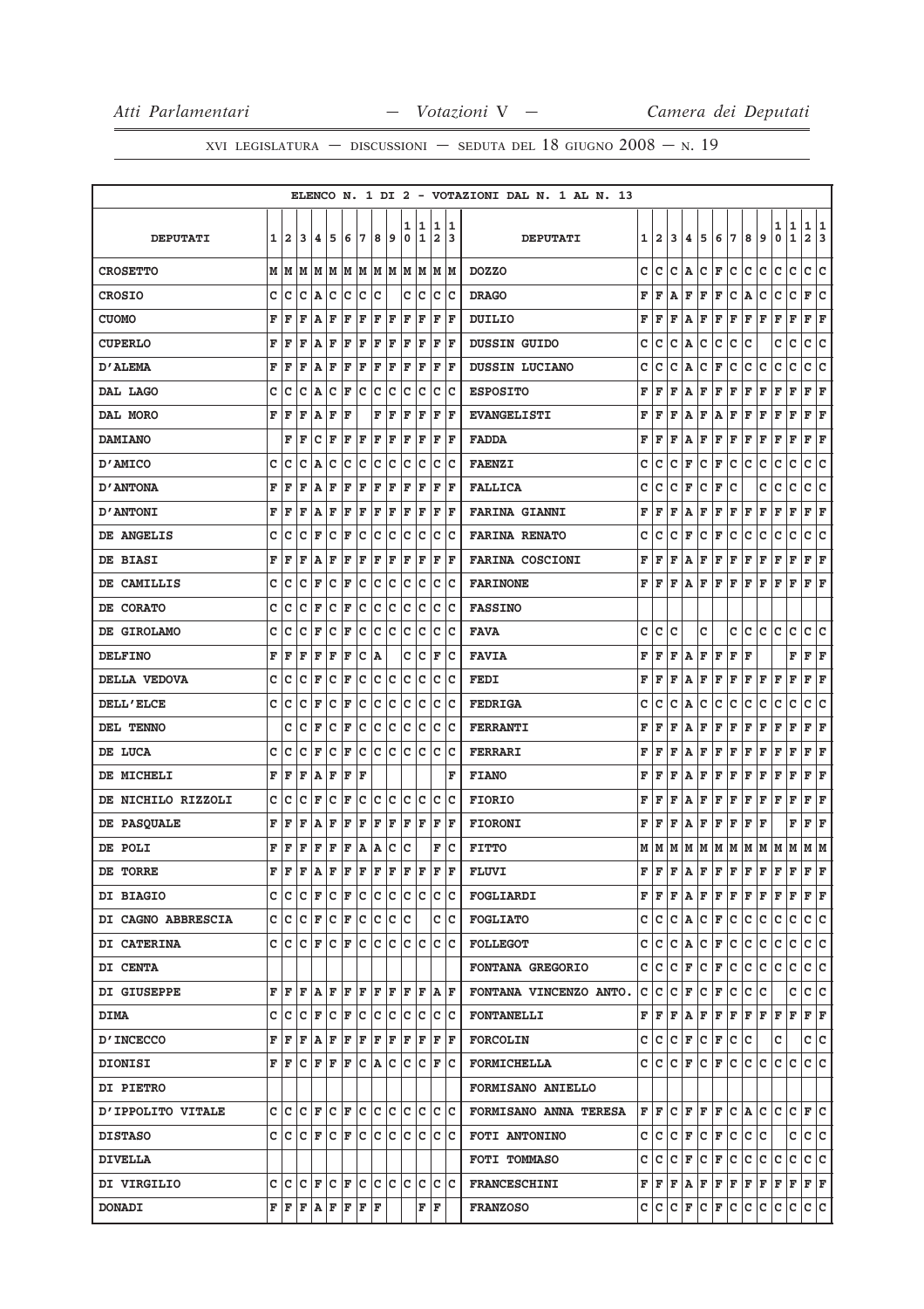XVI LEGISLATURA — DISCUSSIONI — SEDUTA DEL 18 GIUGNO 2008 — N. 19

ELENCO N. 1 DI 2 - VOTAZIONI DAL N. 1 AL N. 13

| DEPUTATI | 1 | 2 | 3 | 4 | 5 | 6 | 7 | 8 | 9 | 10 | 11 | 12 | 13 | DEPUTATI | 1 | 2 | 3 | 4 | 5 | 6 | 7 | 8 | 9 | 10 | 11 | 12 | 13 |
|---|---|---|---|---|---|---|---|---|---|---|---|---|---|---|---|---|---|---|---|---|---|---|---|---|---|---|---|
| CROSETTO | M | M | M | M | M | M | M | M | M | M | M | M | M | DOZZO | C | C | C | A | C | F | C | C | C | C | C | C | C |
| CROSIO | C | C | C | A | C | C | C | C | | C | C | C | C | DRAGO | F | F | A | F | F | F | C | A | C | C | C | F | C |
| CUOMO | F | F | F | A | F | F | F | F | F | F | F | F | F | DUILIO | F | F | F | A | F | F | F | F | F | F | F | F | F |
| CUPERLO | F | F | F | A | F | F | F | F | F | F | F | F | F | DUSSIN GUIDO | C | C | C | A | C | C | C | C | | C | C | C | C |
| D'ALEMA | F | F | F | A | F | F | F | F | F | F | F | F | F | DUSSIN LUCIANO | C | C | C | A | C | F | C | C | C | C | C | C | C |
| DAL LAGO | C | C | C | A | C | F | C | C | C | C | C | C | C | ESPOSITO | F | F | F | A | F | F | F | F | F | F | F | F | F |
| DAL MORO | F | F | F | A | F | F | | F | F | F | F | F | F | EVANGELISTI | F | F | F | A | F | A | F | F | F | F | F | F | F |
| DAMIANO | | F | F | C | F | F | F | F | F | F | F | F | F | FADDA | F | F | F | A | F | F | F | F | F | F | F | F | F |
| D'AMICO | C | C | C | A | C | C | C | C | C | C | C | C | C | FAENZI | C | C | C | F | C | F | C | C | C | C | C | C | C |
| D'ANTONA | F | F | F | A | F | F | F | F | F | F | F | F | F | FALLICA | C | C | C | F | C | F | C | | C | C | C | C | C |
| D'ANTONI | F | F | F | A | F | F | F | F | F | F | F | F | F | FARINA GIANNI | F | F | F | A | F | F | F | F | F | F | F | F | F |
| DE ANGELIS | C | C | C | F | C | F | C | C | C | C | C | C | C | FARINA RENATO | C | C | C | F | C | F | C | C | C | C | C | C | C |
| DE BIASI | F | F | F | A | F | F | F | F | F | F | F | F | F | FARINA COSCIONI | F | F | F | A | F | F | F | F | F | F | F | F | F |
| DE CAMILLIS | C | C | C | F | C | F | C | C | C | C | C | C | C | FARINONE | F | F | F | A | F | F | F | F | F | F | F | F | F |
| DE CORATO | C | C | C | F | C | F | C | C | C | C | C | C | C | FASSINO | | | | | | | | | | | | | |
| DE GIROLAMO | C | C | C | F | C | F | C | C | C | C | C | C | C | FAVA | C | C | C | | C | | C | C | C | C | C | C | C |
| DELFINO | F | F | F | F | F | F | C | A | | C | C | F | C | FAVIA | F | F | F | A | F | F | F | F | | | F | F | F |
| DELLA VEDOVA | C | C | C | F | C | F | C | C | C | C | C | C | C | FEDI | F | F | F | A | F | F | F | F | F | F | F | F | F |
| DELL'ELCE | C | C | C | F | C | F | C | C | C | C | C | C | C | FEDRIGA | C | C | C | A | C | C | C | C | C | C | C | C | C |
| DEL TENNO | | C | C | F | C | F | C | C | C | C | C | C | C | FERRANTI | F | F | F | A | F | F | F | F | F | F | F | F | F |
| DE LUCA | C | C | C | F | C | F | C | C | C | C | C | C | C | FERRARI | F | F | F | A | F | F | F | F | F | F | F | F | F |
| DE MICHELI | F | F | F | A | F | F | F | | | | | | F | FIANO | F | F | F | A | F | F | F | F | F | F | F | F | F |
| DE NICHILO RIZZOLI | C | C | C | F | C | F | C | C | C | C | C | C | C | FIORIO | F | F | F | A | F | F | F | F | F | F | F | F | F |
| DE PASQUALE | F | F | F | A | F | F | F | F | F | F | F | F | F | FIORONI | F | F | F | A | F | F | F | F | F | | F | F | F |
| DE POLI | F | F | F | F | F | F | A | A | C | C | | F | C | FITTO | M | M | M | M | M | M | M | M | M | M | M | M | M |
| DE TORRE | F | F | F | A | F | F | F | F | F | F | F | F | F | FLUVI | F | F | F | A | F | F | F | F | F | F | F | F | F |
| DI BIAGIO | C | C | C | F | C | F | C | C | C | C | C | C | C | FOGLIARDI | F | F | F | A | F | F | F | F | F | F | F | F | F |
| DI CAGNO ABBRESCIA | C | C | C | F | C | F | C | C | C | C | | C | C | FOGLIATO | C | C | C | A | C | F | C | C | C | C | C | C | C |
| DI CATERINA | C | C | C | F | C | F | C | C | C | C | C | C | C | FOLLEGOT | C | C | C | A | C | F | C | C | C | C | C | C | C |
| DI CENTA | | | | | | | | | | | | | | FONTANA GREGORIO | C | C | C | F | C | F | C | C | C | C | C | C | C |
| DI GIUSEPPE | F | F | F | A | F | F | F | F | F | F | F | A | F | FONTANA VINCENZO ANTO. | C | C | C | F | C | F | C | C | C | | C | C | C |
| DIMA | C | C | C | F | C | F | C | C | C | C | C | C | C | FONTANELLI | F | F | F | A | F | F | F | F | F | F | F | F | F |
| D'INCECCO | F | F | F | A | F | F | F | F | F | F | F | F | F | FORCOLIN | C | C | C | F | C | F | C | C | | C | | C | C |
| DIONISI | F | F | C | F | F | F | C | A | C | C | C | F | C | FORMICHELLA | C | C | C | F | C | F | C | C | C | C | C | C | C |
| DI PIETRO | | | | | | | | | | | | | | FORMISANO ANIELLO | | | | | | | | | | | | | |
| D'IPPOLITO VITALE | C | C | C | F | C | F | C | C | C | C | C | C | C | FORMISANO ANNA TERESA | F | F | C | F | F | F | C | A | C | C | C | F | C |
| DISTASO | C | C | C | F | C | F | C | C | C | C | C | C | C | FOTI ANTONINO | C | C | C | F | C | F | C | C | C | | C | C | C |
| DIVELLA | | | | | | | | | | | | | | FOTI TOMMASO | C | C | C | F | C | F | C | C | C | C | C | C | C |
| DI VIRGILIO | C | C | C | F | C | F | C | C | C | C | C | C | C | FRANCESCHINI | F | F | F | A | F | F | F | F | F | F | F | F | F |
| DONADI | F | F | F | A | F | F | F | F | | | F | F | | FRANZOSO | C | C | C | F | C | F | C | C | C | C | C | C | C |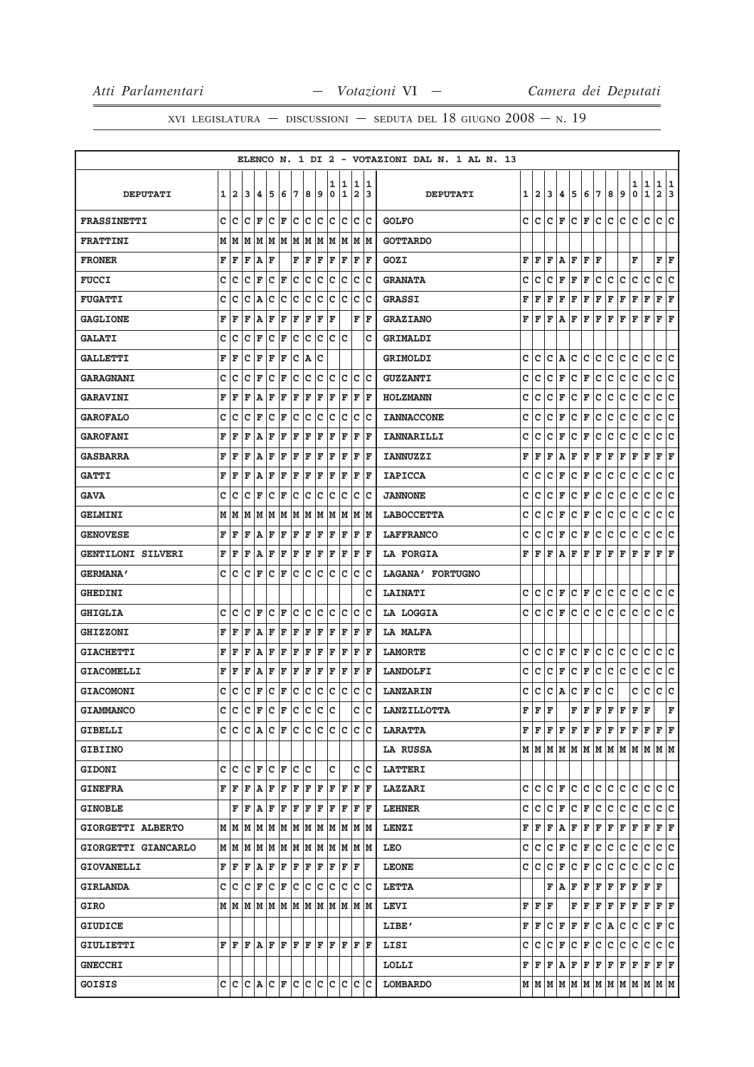ELENCO N. 1 DI 2 - VOTAZIONI DAL N. 1 AL N. 13

| DEPUTATI | 1 | 2 | 3 | 4 | 5 | 6 | 7 | 8 | 9 | 10 | 11 | 12 | 13 | DEPUTATI | 1 | 2 | 3 | 4 | 5 | 6 | 7 | 8 | 9 | 10 | 11 | 12 | 13 |
|---|---|---|---|---|---|---|---|---|---|---|---|---|---|---|---|---|---|---|---|---|---|---|---|---|---|---|---|
| FRASSINETTI | C | C | C | F | C | F | C | C | C | C | C | C | C | GOLFO | C | C | C | F | C | F | C | C | C | C | C | C | C |
| FRATTINI | M | M | M | M | M | M | M | M | M | M | M | M | M | GOTTARDO | | | | | | | | | | | | | |
| FRONER | F | F | F | A | F | | F | F | F | F | F | F | F | GOZI | F | F | F | A | F | F | F | | | F | | F | F |
| FUCCI | C | C | C | F | C | F | C | C | C | C | C | C | C | GRANATA | C | C | C | F | F | F | C | C | C | C | C | C | C |
| FUGATTI | C | C | C | A | C | C | C | C | C | C | C | C | C | GRASSI | F | F | F | F | F | F | F | F | F | F | F | F | F |
| GAGLIONE | F | F | F | A | F | F | F | F | F | F | | F | F | GRAZIANO | F | F | F | A | F | F | F | F | F | F | F | F | F |
| GALATI | C | C | C | F | C | F | C | C | C | C | C | | C | GRIMALDI | | | | | | | | | | | | | |
| GALLETTI | F | F | C | F | F | F | C | A | C | | | | | GRIMOLDI | C | C | C | A | C | C | C | C | C | C | C | C | C |
| GARAGNANI | C | C | C | F | C | F | C | C | C | C | C | C | C | GUZZANTI | C | C | C | F | C | F | C | C | C | C | C | C | C |
| GARAVINI | F | F | F | A | F | F | F | F | F | F | F | F | F | HOLZMANN | C | C | C | F | C | F | C | C | C | C | C | C | C |
| GAROFALO | C | C | C | F | C | F | C | C | C | C | C | C | C | IANNACCONE | C | C | C | F | C | F | C | C | C | C | C | C | C |
| GAROFANI | F | F | F | A | F | F | F | F | F | F | F | F | F | IANNARILLI | C | C | C | F | C | F | C | C | C | C | C | C | C |
| GASBARRA | F | F | F | A | F | F | F | F | F | F | F | F | F | IANNUZZI | F | F | F | A | F | F | F | F | F | F | F | F | F |
| GATTI | F | F | F | A | F | F | F | F | F | F | F | F | F | IAPICCA | C | C | C | F | C | F | C | C | C | C | C | C | C |
| GAVA | C | C | C | F | C | F | C | C | C | C | C | C | C | JANNONE | C | C | C | F | C | F | C | C | C | C | C | C | C |
| GELMINI | M | M | M | M | M | M | M | M | M | M | M | M | M | LABOCCETTA | C | C | C | F | C | F | C | C | C | C | C | C | C |
| GENOVESE | F | F | F | A | F | F | F | F | F | F | F | F | F | LAFFRANCO | C | C | C | F | C | F | C | C | C | C | C | C | C |
| GENTILONI SILVERI | F | F | F | A | F | F | F | F | F | F | F | F | F | LA FORGIA | F | F | F | A | F | F | F | F | F | F | F | F | F |
| GERMANA' | C | C | C | F | C | F | C | C | C | C | C | C | C | LAGANA' FORTUGNO | | | | | | | | | | | | | |
| GHEDINI | | | | | | | | | | | | | C | LAINATI | C | C | C | F | C | F | C | C | C | C | C | C | C |
| GHIGLIA | C | C | C | F | C | F | C | C | C | C | C | C | C | LA LOGGIA | C | C | C | F | C | C | C | C | C | C | C | C | C |
| GHIZZONI | F | F | F | A | F | F | F | F | F | F | F | F | F | LA MALFA | | | | | | | | | | | | | |
| GIACHETTI | F | F | F | A | F | F | F | F | F | F | F | F | F | LAMORTE | C | C | C | F | C | F | C | C | C | C | C | C | C |
| GIACOMELLI | F | F | F | A | F | F | F | F | F | F | F | F | F | LANDOLFI | C | C | C | F | C | F | C | C | C | C | C | C | C |
| GIACOMONI | C | C | C | F | C | F | C | C | C | C | C | C | C | LANZARIN | C | C | C | A | C | F | C | C | | C | C | C | C |
| GIAMMANCO | C | C | C | F | C | F | C | C | C | C | | C | C | LANZILLOTTA | F | F | F | | F | F | F | F | F | F | F | | F |
| GIBELLI | C | C | C | A | C | F | C | C | C | C | C | C | C | LARATTA | F | F | F | F | F | F | F | F | F | F | F | F | F |
| GIBIINO | | | | | | | | | | | | | | LA RUSSA | M | M | M | M | M | M | M | M | M | M | M | M | M |
| GIDONI | C | C | C | F | C | F | C | C | | C | | C | C | LATTERI | | | | | | | | | | | | | |
| GINEFRA | F | F | F | A | F | F | F | F | F | F | F | F | F | LAZZARI | C | C | C | F | C | C | C | C | C | C | C | C | C |
| GINOBLE | | F | F | A | F | F | F | F | F | F | F | F | F | LEHNER | C | C | C | F | C | F | C | C | C | C | C | C | C |
| GIORGETTI ALBERTO | M | M | M | M | M | M | M | M | M | M | M | M | M | LENZI | F | F | F | A | F | F | F | F | F | F | F | F | F |
| GIORGETTI GIANCARLO | M | M | M | M | M | M | M | M | M | M | M | M | M | LEO | C | C | C | F | C | F | C | C | C | C | C | C | C |
| GIOVANELLI | F | F | F | A | F | F | F | F | F | F | F | F | | LEONE | C | C | C | F | C | F | C | C | C | C | C | C | C |
| GIRLANDA | C | C | C | F | C | F | C | C | C | C | C | C | C | LETTA | | | F | A | F | F | F | F | F | F | F | F | |
| GIRO | M | M | M | M | M | M | M | M | M | M | M | M | M | LEVI | F | F | F | | F | F | F | F | F | F | F | F | F |
| GIUDICE | | | | | | | | | | | | | | LIBE' | F | F | C | F | F | F | C | A | C | C | C | F | C |
| GIULIETTI | F | F | F | A | F | F | F | F | F | F | F | F | F | LISI | C | C | C | F | C | F | C | C | C | C | C | C | C |
| GNECCHI | | | | | | | | | | | | | | LOLLI | F | F | F | A | F | F | F | F | F | F | F | F | F |
| GOISIS | C | C | C | A | C | F | C | C | C | C | C | C | C | LOMBARDO | M | M | M | M | M | M | M | M | M | M | M | M | M |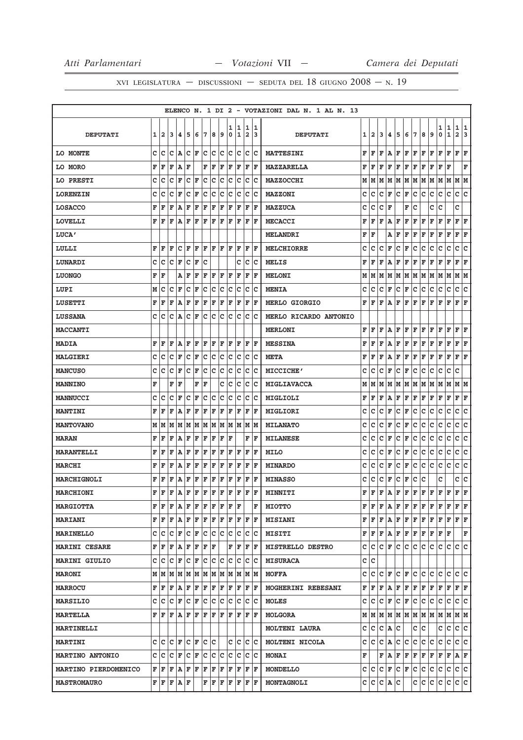| ELENCO N. 1 DI 2 - VOTAZIONI DAL N. 1 AL N. 13 | | | | | | | | | | | | | | | | | | | | | | | | | | | |
|---|---|---|---|---|---|---|---|---|---|---|---|---|---|---|---|---|---|---|---|---|---|---|---|---|---|---|---|
| DEPUTATI | 1 | 2 | 3 | 4 | 5 | 6 | 7 | 8 | 9 | 10 | 11 | 12 | 13 | DEPUTATI | 1 | 2 | 3 | 4 | 5 | 6 | 7 | 8 | 9 | 10 | 11 | 12 | 13 |
| LO MONTE | C | C | C | A | C | F | C | C | C | C | C | C | C | MATTESINI | F | F | F | A | F | F | F | F | F | F | F | F | F |
| LO MORO | F | F | F | A | F | | F | F | F | F | F | F | F | MAZZARELLA | F | F | F | F | F | F | F | F | F | F | F | | F |
| LO PRESTI | C | C | C | F | C | F | C | C | C | C | C | C | C | MAZZOCCHI | M | M | M | M | M | M | M | M | M | M | M | M | M |
| LORENZIN | C | C | C | F | C | F | C | C | C | C | C | C | C | MAZZONI | C | C | C | F | C | F | C | C | C | C | C | C | C |
| LOSACCO | F | F | F | A | F | F | F | F | F | F | F | F | F | MAZZUCA | C | C | C | F | | F | C | | C | C | | C | |
| LOVELLI | F | F | F | A | F | F | F | F | F | F | F | F | F | MECACCI | F | F | F | A | F | F | F | F | F | F | F | F | F |
| LUCA' | | | | | | | | | | | | | | MELANDRI | F | F | | A | F | F | F | F | F | F | F | F | F |
| LULLI | F | F | F | C | F | F | F | F | F | F | F | F | F | MELCHIORRE | C | C | C | F | C | F | C | C | C | C | C | C | C |
| LUNARDI | C | C | C | F | C | F | C | | | | C | C | C | MELIS | F | F | F | A | F | F | F | F | F | F | F | F | F |
| LUONGO | F | F | | A | F | F | F | F | F | F | F | F | F | MELONI | M | M | M | M | M | M | M | M | M | M | M | M | M |
| LUPI | M | C | C | F | C | F | C | C | C | C | C | C | C | MENIA | C | C | C | F | C | F | C | C | C | C | C | C | C |
| LUSETTI | F | F | F | A | F | F | F | F | F | F | F | F | F | MERLO GIORGIO | F | F | F | A | F | F | F | F | F | F | F | F | F |
| LUSSANA | C | C | C | A | C | F | C | C | C | C | C | C | C | MERLO RICARDO ANTONIO | | | | | | | | | | | | | |
| MACCANTI | | | | | | | | | | | | | | MERLONI | F | F | F | A | F | F | F | F | F | F | F | F | F |
| MADIA | F | F | F | A | F | F | F | F | F | F | F | F | F | MESSINA | F | F | F | A | F | F | F | F | F | F | F | F | F |
| MALGIERI | C | C | C | F | C | F | C | C | C | C | C | C | C | META | F | F | F | A | F | F | F | F | F | F | F | F | F |
| MANCUSO | C | C | C | F | C | F | C | C | C | C | C | C | C | MICCICHE' | C | C | C | F | C | F | C | C | C | C | C | C | |
| MANNINO | F | | F | F | | F | F | | C | C | C | C | C | MIGLIAVACCA | M | M | M | M | M | M | M | M | M | M | M | M | M |
| MANNUCCI | C | C | C | F | C | F | C | C | C | C | C | C | C | MIGLIOLI | F | F | F | A | F | F | F | F | F | F | F | F | F |
| MANTINI | F | F | F | A | F | F | F | F | F | F | F | F | F | MIGLIORI | C | C | C | F | C | F | C | C | C | C | C | C | C |
| MANTOVANO | M | M | M | M | M | M | M | M | M | M | M | M | M | MILANATO | C | C | C | F | C | F | C | C | C | C | C | C | C |
| MARAN | F | F | F | A | F | F | F | F | F | F | | F | F | MILANESE | C | C | C | F | C | F | C | C | C | C | C | C | C |
| MARANTELLI | F | F | F | A | F | F | F | F | F | F | F | F | F | MILO | C | C | C | F | C | F | C | C | C | C | C | C | C |
| MARCHI | F | F | F | A | F | F | F | F | F | F | F | F | F | MINARDO | C | C | C | F | C | F | C | C | C | C | C | C | C |
| MARCHIGNOLI | F | F | F | A | F | F | F | F | F | F | F | F | F | MINASSO | C | C | C | F | C | F | C | C | | C | | C | C |
| MARCHIONI | F | F | F | A | F | F | F | F | F | F | F | F | F | MINNITI | F | F | F | A | F | F | F | F | F | F | F | F | F |
| MARGIOTTA | F | F | F | A | F | F | F | F | F | F | F | | F | MIOTTO | F | F | F | A | F | F | F | F | F | F | F | F | F |
| MARIANI | F | F | F | A | F | F | F | F | F | F | F | F | F | MISIANI | F | F | F | A | F | F | F | F | F | F | F | F | F |
| MARINELLO | C | C | C | F | C | F | C | C | C | C | C | C | C | MISITI | F | F | F | A | F | F | F | F | F | F | F | | F |
| MARINI CESARE | F | F | F | A | F | F | F | F | | F | F | F | F | MISTRELLO DESTRO | C | C | C | F | C | C | C | C | C | C | C | C | C |
| MARINI GIULIO | C | C | C | F | C | F | C | C | C | C | C | C | C | MISURACA | C | C | | | | | | | | | | | |
| MARONI | M | M | M | M | M | M | M | M | M | M | M | M | M | MOFFA | C | C | C | F | C | F | C | C | C | C | C | C | C |
| MARROCU | F | F | F | A | F | F | F | F | F | F | F | F | F | MOGHERINI REBESANI | F | F | F | A | F | F | F | F | F | F | F | F | F |
| MARSILIO | C | C | C | F | C | F | C | C | C | C | C | C | C | MOLES | C | C | C | F | C | F | C | C | C | C | C | C | C |
| MARTELLA | F | F | F | A | F | F | F | F | F | F | F | F | F | MOLGORA | M | M | M | M | M | M | M | M | M | M | M | M | M |
| MARTINELLI | | | | | | | | | | | | | | MOLTENI LAURA | C | C | C | A | C | | C | C | | C | C | C | C |
| MARTINI | C | C | C | F | C | F | C | C | | C | C | C | C | MOLTENI NICOLA | C | C | C | A | C | C | C | C | C | C | C | C | C |
| MARTINO ANTONIO | C | C | C | F | C | F | C | C | C | C | C | C | C | MONAI | F | | F | A | F | F | F | F | F | F | F | A | F |
| MARTINO PIERDOMENICO | F | F | F | A | F | F | F | F | F | F | F | F | F | MONDELLO | C | C | C | F | C | F | C | C | C | C | C | C | C |
| MASTROMAURO | F | F | F | A | F | | F | F | F | F | F | F | F | MONTAGNOLI | C | C | C | A | C | | C | C | C | C | C | C | C |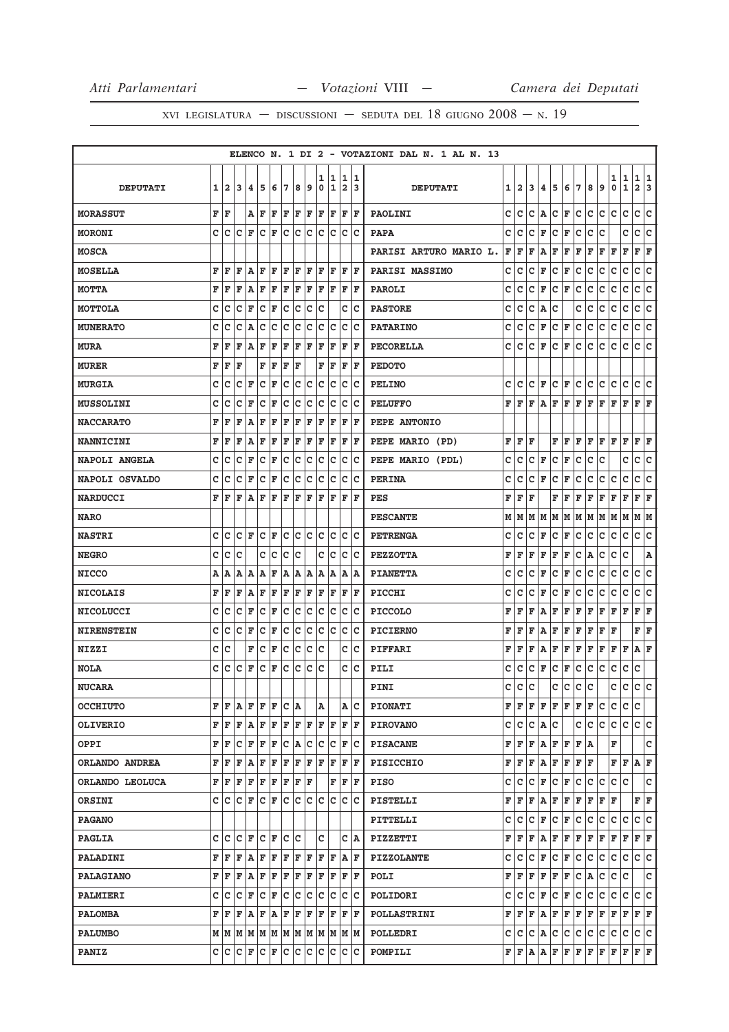XVI LEGISLATURA — DISCUSSIONI — SEDUTA DEL 18 GIUGNO 2008 — N. 19

ELENCO N. 1 DI 2 - VOTAZIONI DAL N. 1 AL N. 13

| DEPUTATI | 1 | 2 | 3 | 4 | 5 | 6 | 7 | 8 | 9 | 10 | 11 | 12 | 13 | DEPUTATI | 1 | 2 | 3 | 4 | 5 | 6 | 7 | 8 | 9 | 10 | 11 | 12 | 13 |
|---|---|---|---|---|---|---|---|---|---|---|---|---|---|---|---|---|---|---|---|---|---|---|---|---|---|---|---|
| MORASSUT | F | F | | A | F | F | F | F | F | F | F | F | F | PAOLINI | C | C | C | A | C | F | C | C | C | C | C | C | C |
| MORONI | C | C | C | F | C | F | C | C | C | C | C | C | C | PAPA | C | C | C | F | C | F | C | C | C | | C | C | C |
| MOSCA | | | | | | | | | | | | | | PARISI ARTURO MARIO L. | F | F | F | A | F | F | F | F | F | F | F | F | F |
| MOSELLA | F | F | F | A | F | F | F | F | F | F | F | F | F | PARISI MASSIMO | C | C | C | F | C | F | C | C | C | C | C | C | C |
| MOTTA | F | F | F | A | F | F | F | F | F | F | F | F | F | PAROLI | C | C | C | F | C | F | C | C | C | C | C | C | C |
| MOTTOLA | C | C | C | F | C | F | C | C | C | C | | C | C | PASTORE | C | C | C | A | C | | C | C | C | C | C | C | C |
| MUNERATO | C | C | C | A | C | C | C | C | C | C | C | C | C | PATARINO | C | C | C | F | C | F | C | C | C | C | C | C | C |
| MURA | F | F | F | A | F | F | F | F | F | F | F | F | F | PECORELLA | C | C | C | F | C | F | C | C | C | C | C | C | C |
| MURER | F | F | F | | F | F | F | F | | F | F | F | F | PEDOTO | | | | | | | | | | | | | |
| MURGIA | C | C | C | F | C | F | C | C | C | C | C | C | C | PELINO | C | C | C | F | C | F | C | C | C | C | C | C | C |
| MUSSOLINI | C | C | C | F | C | F | C | C | C | C | C | C | C | PELUFFO | F | F | F | A | F | F | F | F | F | F | F | F | F |
| NACCARATO | F | F | F | A | F | F | F | F | F | F | F | F | F | PEPE ANTONIO | | | | | | | | | | | | | |
| NANNICINI | F | F | F | A | F | F | F | F | F | F | F | F | F | PEPE MARIO (PD) | F | F | F | | F | F | F | F | F | F | F | F | F |
| NAPOLI ANGELA | C | C | C | F | C | F | C | C | C | C | C | C | C | PEPE MARIO (PDL) | C | C | C | F | C | F | C | C | C | | C | C | C |
| NAPOLI OSVALDO | C | C | C | F | C | F | C | C | C | C | C | C | C | PERINA | C | C | C | F | C | F | C | C | C | C | C | C | C |
| NARDUCCI | F | F | F | A | F | F | F | F | F | F | F | F | F | PES | F | F | F | | F | F | F | F | F | F | F | F | F |
| NARO | | | | | | | | | | | | | | PESCANTE | M | M | M | M | M | M | M | M | M | M | M | M | M |
| NASTRI | C | C | C | F | C | F | C | C | C | C | C | C | C | PETRENGA | C | C | C | F | C | F | C | C | C | C | C | C | C |
| NEGRO | C | C | C | | C | C | C | C | | C | C | C | C | PEZZOTTA | F | F | F | F | F | F | C | A | C | C | C | | A |
| NICCO | A | A | A | A | A | F | A | A | A | A | A | A | A | PIANETTA | C | C | C | F | C | F | C | C | C | C | C | C | C |
| NICOLAIS | F | F | F | A | F | F | F | F | F | F | F | F | F | PICCHI | C | C | C | F | C | F | C | C | C | C | C | C | C |
| NICOLUCCI | C | C | C | F | C | F | C | C | C | C | C | C | C | PICCOLO | F | F | F | A | F | F | F | F | F | F | F | F | F |
| NIRENSTEIN | C | C | C | F | C | F | C | C | C | C | C | C | C | PICIERNO | F | F | F | A | F | F | F | F | F | F | | F | F |
| NIZZI | C | C | | F | C | F | C | C | C | C | | C | C | PIFFARI | F | F | F | A | F | F | F | F | F | F | F | A | F |
| NOLA | C | C | C | F | C | F | C | C | C | C | | C | C | PILI | C | C | C | F | C | F | C | C | C | C | C | C | |
| NUCARA | | | | | | | | | | | | | | PINI | C | C | C | | C | C | C | C | | C | C | C | C |
| OCCHIUTO | F | F | A | F | F | F | C | A | | A | | A | C | PIONATI | F | F | F | F | F | F | F | F | C | C | C | C | |
| OLIVERIO | F | F | F | A | F | F | F | F | F | F | F | F | F | PIROVANO | C | C | C | A | C | | C | C | C | C | C | C | C |
| OPPI | F | F | C | F | F | F | C | A | C | C | C | F | C | PISACANE | F | F | F | A | F | F | F | A | | F | | | C |
| ORLANDO ANDREA | F | F | F | A | F | F | F | F | F | F | F | F | F | PISICCHIO | F | F | F | A | F | F | F | F | | F | F | A | F |
| ORLANDO LEOLUCA | F | F | F | F | F | F | F | F | F | | F | F | F | PISO | C | C | C | F | C | F | C | C | C | C | C | | C |
| ORSINI | C | C | C | F | C | F | C | C | C | C | C | C | C | PISTELLI | F | F | F | A | F | F | F | F | F | F | | F | F |
| PAGANO | | | | | | | | | | | | | | PITTELLI | C | C | C | F | C | F | C | C | C | C | C | C | C |
| PAGLIA | C | C | C | F | C | F | C | C | | C | | C | A | PIZZETTI | F | F | F | A | F | F | F | F | F | F | F | F | F |
| PALADINI | F | F | F | A | F | F | F | F | F | F | F | A | F | PIZZOLANTE | C | C | C | F | C | F | C | C | C | C | C | C | C |
| PALAGIANO | F | F | F | A | F | F | F | F | F | F | F | F | F | POLI | F | F | F | F | F | F | C | A | C | C | C | | C |
| PALMIERI | C | C | C | F | C | F | C | C | C | C | C | C | C | POLIDORI | C | C | C | F | C | F | C | C | C | C | C | C | C |
| PALOMBA | F | F | F | A | F | A | F | F | F | F | F | F | F | POLLASTRINI | F | F | F | A | F | F | F | F | F | F | F | F | F |
| PALUMBO | M | M | M | M | M | M | M | M | M | M | M | M | M | POLLEDRI | C | C | C | A | C | C | C | C | C | C | C | C | C |
| PANIZ | C | C | C | F | C | F | C | C | C | C | C | C | C | POMPILI | F | F | A | A | F | F | F | F | F | F | F | F | F |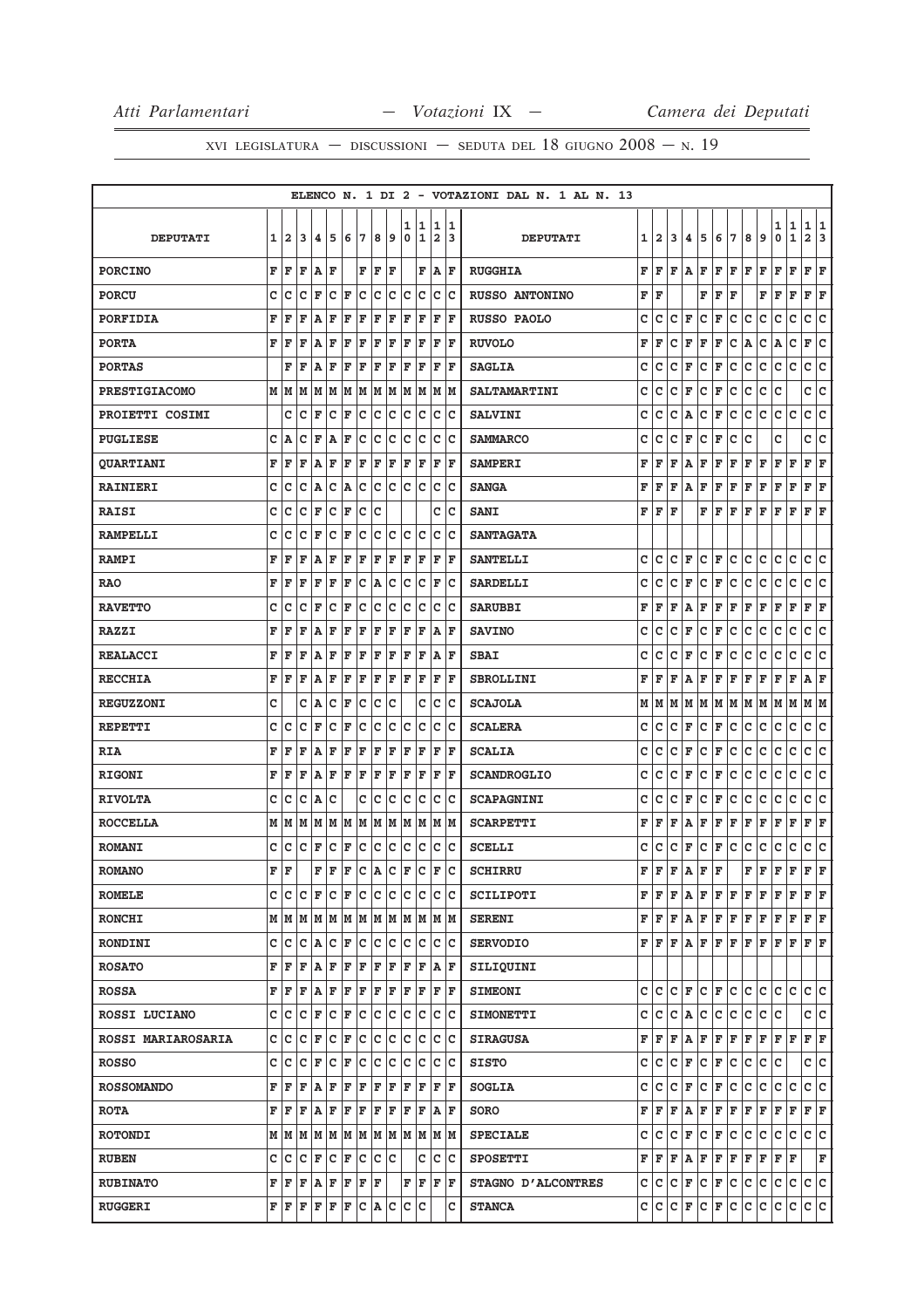ELENCO N. 1 DI 2 - VOTAZIONI DAL N. 1 AL N. 13

| DEPUTATI | 1 | 2 | 3 | 4 | 5 | 6 | 7 | 8 | 9 | 10 | 11 | 12 | 13 | DEPUTATI | 1 | 2 | 3 | 4 | 5 | 6 | 7 | 8 | 9 | 10 | 11 | 12 | 13 |
|---|---|---|---|---|---|---|---|---|---|---|---|---|---|---|---|---|---|---|---|---|---|---|---|---|---|---|---|
| PORCINO | F | F | F | A | F |  | F | F | F |  | F | A | F | RUGGHIA | F | F | F | A | F | F | F | F | F | F | F | F | F |
| PORCU | C | C | C | F | C | F | C | C | C | C | C | C | C | RUSSO ANTONINO | F | F |  |  | F | F | F |  | F | F | F | F | F |
| PORFIDIA | F | F | F | A | F | F | F | F | F | F | F | F | F | RUSSO PAOLO | C | C | C | F | C | F | C | C | C | C | C | C | C |
| PORTA | F | F | F | A | F | F | F | F | F | F | F | F | F | RUVOLO | F | F | C | F | F | F | C | A | C | A | C | F | C |
| PORTAS |  | F | F | A | F | F | F | F | F | F | F | F | F | SAGLIA | C | C | C | F | C | F | C | C | C | C | C | C | C |
| PRESTIGIACOMO | M | M | M | M | M | M | M | M | M | M | M | M | M | SALTAMARTINI | C | C | C | F | C | F | C | C | C | C |  | C | C |
| PROIETTI COSIMI |  | C | C | F | C | F | C | C | C | C | C | C | C | SALVINI | C | C | C | A | C | F | C | C | C | C | C | C | C |
| PUGLIESE | C | A | C | F | A | F | C | C | C | C | C | C | C | SAMMARCO | C | C | C | F | C | F | C | C |  | C |  | C | C |
| QUARTIANI | F | F | F | A | F | F | F | F | F | F | F | F | F | SAMPERI | F | F | F | A | F | F | F | F | F | F | F | F | F |
| RAINIERI | C | C | C | A | C | A | C | C | C | C | C | C | C | SANGA | F | F | F | A | F | F | F | F | F | F | F | F | F |
| RAISI | C | C | C | F | C | F | C | C |  |  |  | C | C | SANI | F | F | F |  | F | F | F | F | F | F | F | F | F |
| RAMPELLI | C | C | C | F | C | F | C | C | C | C | C | C | C | SANTAGATA |  |  |  |  |  |  |  |  |  |  |  |  |  |
| RAMPI | F | F | F | A | F | F | F | F | F | F | F | F | F | SANTELLI | C | C | C | F | C | F | C | C | C | C | C | C | C |
| RAO | F | F | F | F | F | F | C | A | C | C | C | F | C | SARDELLI | C | C | C | F | C | F | C | C | C | C | C | C | C |
| RAVETTO | C | C | C | F | C | F | C | C | C | C | C | C | C | SARUBBI | F | F | F | A | F | F | F | F | F | F | F | F | F |
| RAZZI | F | F | F | A | F | F | F | F | F | F | F | A | F | SAVINO | C | C | C | F | C | F | C | C | C | C | C | C | C |
| REALACCI | F | F | F | A | F | F | F | F | F | F | F | A | F | SBAI | C | C | C | F | C | F | C | C | C | C | C | C | C |
| RECCHIA | F | F | F | A | F | F | F | F | F | F | F | F | F | SBROLLINI | F | F | F | A | F | F | F | F | F | F | F | A | F |
| REGUZZONI | C |  | C | A | C | F | C | C | C |  | C | C | C | SCAJOLA | M | M | M | M | M | M | M | M | M | M | M | M | M |
| REPETTI | C | C | C | F | C | F | C | C | C | C | C | C | C | SCALERA | C | C | C | F | C | F | C | C | C | C | C | C | C |
| RIA | F | F | F | A | F | F | F | F | F | F | F | F | F | SCALIA | C | C | C | F | C | F | C | C | C | C | C | C | C |
| RIGONI | F | F | F | A | F | F | F | F | F | F | F | F | F | SCANDROGLIO | C | C | C | F | C | F | C | C | C | C | C | C | C |
| RIVOLTA | C | C | C | A | C |  | C | C | C | C | C | C | C | SCAPAGNINI | C | C | C | F | C | F | C | C | C | C | C | C | C |
| ROCCELLA | M | M | M | M | M | M | M | M | M | M | M | M | M | SCARPETTI | F | F | F | A | F | F | F | F | F | F | F | F | F |
| ROMANI | C | C | C | F | C | F | C | C | C | C | C | C | C | SCELLI | C | C | C | F | C | F | C | C | C | C | C | C | C |
| ROMANO | F | F |  | F | F | F | C | A | C | F | C | F | C | SCHIRRU | F | F | F | A | F | F |  | F | F | F | F | F | F |
| ROMELE | C | C | C | F | C | F | C | C | C | C | C | C | C | SCILIPOTI | F | F | F | A | F | F | F | F | F | F | F | F | F |
| RONCHI | M | M | M | M | M | M | M | M | M | M | M | M | M | SERENI | F | F | F | A | F | F | F | F | F | F | F | F | F |
| RONDINI | C | C | C | A | C | F | C | C | C | C | C | C | C | SERVODIO | F | F | F | A | F | F | F | F | F | F | F | F | F |
| ROSATO | F | F | F | A | F | F | F | F | F | F | F | A | F | SILIQUINI |  |  |  |  |  |  |  |  |  |  |  |  |  |
| ROSSA | F | F | F | A | F | F | F | F | F | F | F | F | F | SIMEONI | C | C | C | F | C | F | C | C | C | C | C | C | C |
| ROSSI LUCIANO | C | C | C | F | C | F | C | C | C | C | C | C | C | SIMONETTI | C | C | C | A | C | C | C | C | C | C |  | C | C |
| ROSSI MARIAROSARIA | C | C | C | F | C | F | C | C | C | C | C | C | C | SIRAGUSA | F | F | F | A | F | F | F | F | F | F | F | F | F |
| ROSSO | C | C | C | F | C | F | C | C | C | C | C | C | C | SISTO | C | C | C | F | C | F | C | C | C | C |  | C | C |
| ROSSOMANDO | F | F | F | A | F | F | F | F | F | F | F | F | F | SOGLIA | C | C | C | F | C | F | C | C | C | C | C | C | C |
| ROTA | F | F | F | A | F | F | F | F | F | F | F | A | F | SORO | F | F | F | A | F | F | F | F | F | F | F | F | F |
| ROTONDI | M | M | M | M | M | M | M | M | M | M | M | M | M | SPECIALE | C | C | C | F | C | F | C | C | C | C | C | C | C |
| RUBEN | C | C | C | F | C | F | C | C | C |  | C | C | C | SPOSETTI | F | F | F | A | F | F | F | F | F | F | F |  | F |
| RUBINATO | F | F | F | A | F | F | F | F |  | F | F | F | F | STAGNO D'ALCONTRES | C | C | C | F | C | F | C | C | C | C | C | C | C |
| RUGGERI | F | F | F | F | F | F | C | A | C | C | C |  | C | STANCA | C | C | C | F | C | F | C | C | C | C | C | C | C |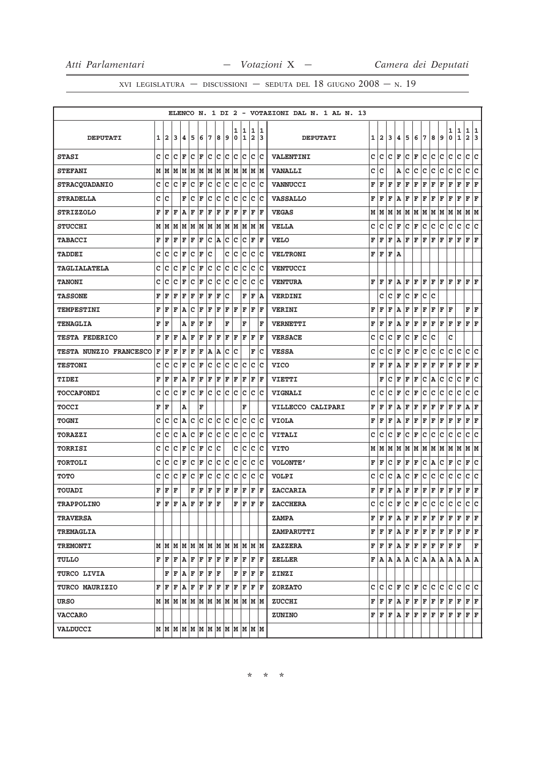XVI LEGISLATURA — DISCUSSIONI — SEDUTA DEL 18 GIUGNO 2008 — N. 19

ELENCO N. 1 DI 2 - VOTAZIONI DAL N. 1 AL N. 13

| DEPUTATI | 1 | 2 | 3 | 4 | 5 | 6 | 7 | 8 | 9 | 10 | 11 | 12 | 13 | DEPUTATI | 1 | 2 | 3 | 4 | 5 | 6 | 7 | 8 | 9 | 10 | 11 | 12 | 13 |
|---|---|---|---|---|---|---|---|---|---|---|---|---|---|---|---|---|---|---|---|---|---|---|---|---|---|---|---|
| STASI | C | C | C | F | C | F | C | C | C | C | C | C | C | VALENTINI | C | C | C | F | C | F | C | C | C | C | C | C | C |
| STEFANI | M | M | M | M | M | M | M | M | M | M | M | M | M | VANALLI | C | C | | A | C | C | C | C | C | C | C | C | C |
| STRACQUADANIO | C | C | C | F | C | F | C | C | C | C | C | C | C | VANNUCCI | F | F | F | F | F | F | F | F | F | F | F | F | F |
| STRADELLA | C | C | | F | C | F | C | C | C | C | C | C | C | VASSALLO | F | F | F | A | F | F | F | F | F | F | F | F | F |
| STRIZZOLO | F | F | F | A | F | F | F | F | F | F | F | F | F | VEGAS | M | M | M | M | M | M | M | M | M | M | M | M | M |
| STUCCHI | M | M | M | M | M | M | M | M | M | M | M | M | M | VELLA | C | C | C | F | C | F | C | C | C | C | C | C | C |
| TABACCI | F | F | F | F | F | F | C | A | C | C | C | F | F | VELO | F | F | F | A | F | F | F | F | F | F | F | F | F |
| TADDEI | C | C | C | F | C | F | C | | | C | C | C | C | VELTRONI | F | F | F | A | | | | | | | | | |
| TAGLIALATELA | C | C | C | F | C | F | C | C | C | C | C | C | C | VENTUCCI | | | | | | | | | | | | | |
| TANONI | C | C | C | F | C | F | C | C | C | C | C | C | C | VENTURA | F | F | F | A | F | F | F | F | F | F | F | F | F |
| TASSONE | F | F | F | F | F | F | F | F | C | | F | F | A | VERDINI | | C | C | F | C | F | C | C | | | | | |
| TEMPESTINI | F | F | F | A | C | F | F | F | F | F | F | F | F | VERINI | F | F | F | A | F | F | F | F | F | F | | F | F |
| TENAGLIA | F | F | | A | F | F | F | | F | | F | | F | VERNETTI | F | F | F | A | F | F | F | F | F | F | F | F | F |
| TESTA FEDERICO | F | F | F | A | F | F | F | F | F | F | F | F | F | VERSACE | C | C | C | F | C | F | C | C | | C | | | |
| TESTA NUNZIO FRANCESCO | F | F | F | F | F | F | A | A | C | C | | F | C | VESSA | C | C | C | F | C | F | C | C | C | C | C | C | C |
| TESTONI | C | C | C | F | C | F | C | C | C | C | C | C | C | VICO | F | F | F | A | F | F | F | F | F | F | F | F | F |
| TIDEI | F | F | F | A | F | F | F | F | F | F | F | F | F | VIETTI | | F | C | F | F | F | C | A | C | C | C | F | C |
| TOCCAFONDI | C | C | C | F | C | F | C | C | C | C | C | C | C | VIGNALI | C | C | C | F | C | F | C | C | C | C | C | C | C |
| TOCCI | F | F | | A | | F | | | | | F | | | VILLECCO CALIPARI | F | F | F | A | F | F | F | F | F | F | F | A | F |
| TOGNI | C | C | C | A | C | C | C | C | C | C | C | C | C | VIOLA | F | F | F | A | F | F | F | F | F | F | F | F | F |
| TORAZZI | C | C | C | A | C | F | C | C | C | C | C | C | C | VITALI | C | C | C | F | C | F | C | C | C | C | C | C | C |
| TORRISI | C | C | C | F | C | F | C | C | | C | C | C | C | VITO | M | M | M | M | M | M | M | M | M | M | M | M | M |
| TORTOLI | C | C | C | F | C | F | C | C | C | C | C | C | C | VOLONTE' | F | F | C | F | F | F | C | A | C | F | C | F | C |
| TOTO | C | C | C | F | C | F | C | C | C | C | C | C | C | VOLPI | C | C | C | A | C | F | C | C | C | C | C | C | C |
| TOUADI | F | F | F | | F | F | F | F | F | F | F | F | F | ZACCARIA | F | F | F | A | F | F | F | F | F | F | F | F | F |
| TRAPPOLINO | F | F | F | A | F | F | F | F | | F | F | F | F | ZACCHERA | C | C | C | F | C | F | C | C | C | C | C | C | C |
| TRAVERSA | | | | | | | | | | | | | | ZAMPA | F | F | F | A | F | F | F | F | F | F | F | F | F |
| TREMAGLIA | | | | | | | | | | | | | | ZAMPARUTTI | F | F | F | A | F | F | F | F | F | F | F | F | F |
| TREMONTI | M | M | M | M | M | M | M | M | M | M | M | M | M | ZAZZERA | F | F | F | A | F | F | F | F | F | F | F | | F |
| TULLO | F | F | F | A | F | F | F | F | F | F | F | F | F | ZELLER | F | A | A | A | A | C | A | A | A | A | A | A | A |
| TURCO LIVIA | | F | F | A | F | F | F | F | | F | F | F | F | ZINZI | | | | | | | | | | | | | |
| TURCO MAURIZIO | F | F | F | A | F | F | F | F | F | F | F | F | F | ZORZATO | C | C | C | F | C | F | C | C | C | C | C | C | C |
| URSO | M | M | M | M | M | M | M | M | M | M | M | M | M | ZUCCHI | F | F | F | A | F | F | F | F | F | F | F | F | F |
| VACCARO | | | | | | | | | | | | | | ZUNINO | F | F | F | A | F | F | F | F | F | F | F | F | F |
| VALDUCCI | M | M | M | M | M | M | M | M | M | M | M | M | M | | | | | | | | | | | | | | |

\* \* \*